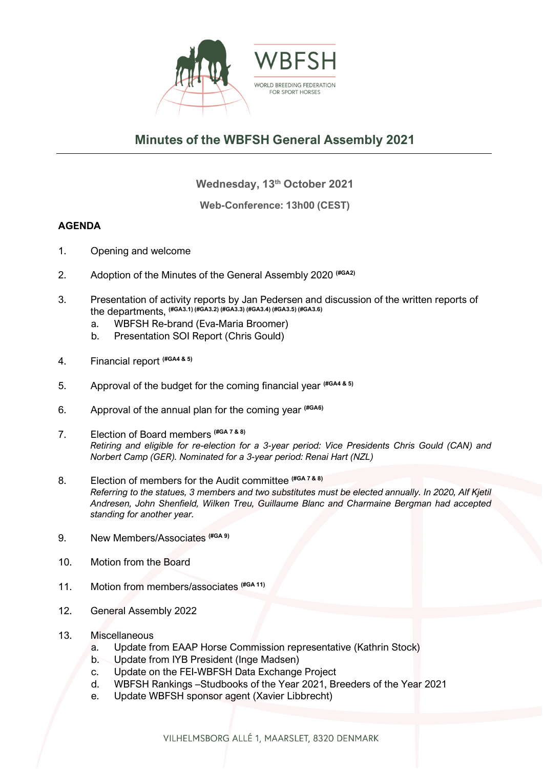WBFSH

WORLD BREEDING FEDERATION FOR SPORT HORSES

# Minutes of the WBFSH General Assembly 2021

**Wednesday, 13th October 2021**

**Web-Conference: 13h00 (CEST)**

## AGENDA

1. Opening and welcome

2. Adoption of the Minutes of the General Assembly 2020 (#GA2)

3. Presentation of activity reports by Jan Pedersen and discussion of the written reports of the departments, (#GA3.1) (#GA3.2) (#GA3.3) (#GA3.4) (#GA3.5) (#GA3.6)
   a. WBFSH Re-brand (Eva-Maria Broomer)
   b. Presentation SOI Report (Chris Gould)

4. Financial report (#GA4 & 5)

5. Approval of the budget for the coming financial year (#GA4 & 5)

6. Approval of the annual plan for the coming year (#GA6)

7. Election of Board members (#GA 7 & 8)
   *Retiring and eligible for re-election for a 3-year period: Vice Presidents Chris Gould (CAN) and Norbert Camp (GER). Nominated for a 3-year period: Renai Hart (NZL)*

8. Election of members for the Audit committee (#GA 7 & 8)
   *Referring to the statues, 3 members and two substitutes must be elected annually. In 2020, Alf Kjetil Andresen, John Shenfield, Wilken Treu, Guillaume Blanc and Charmaine Bergman had accepted standing for another year.*

9. New Members/Associates (#GA 9)

10. Motion from the Board

11. Motion from members/associates (#GA 11)

12. General Assembly 2022

13. Miscellaneous
    a. Update from EAAP Horse Commission representative (Kathrin Stock)
    b. Update from IYB President (Inge Madsen)
    c. Update on the FEI-WBFSH Data Exchange Project
    d. WBFSH Rankings –Studbooks of the Year 2021, Breeders of the Year 2021
    e. Update WBFSH sponsor agent (Xavier Libbrecht)

VILHELMSBORG ALLÉ 1, MAARSLET, 8320 DENMARK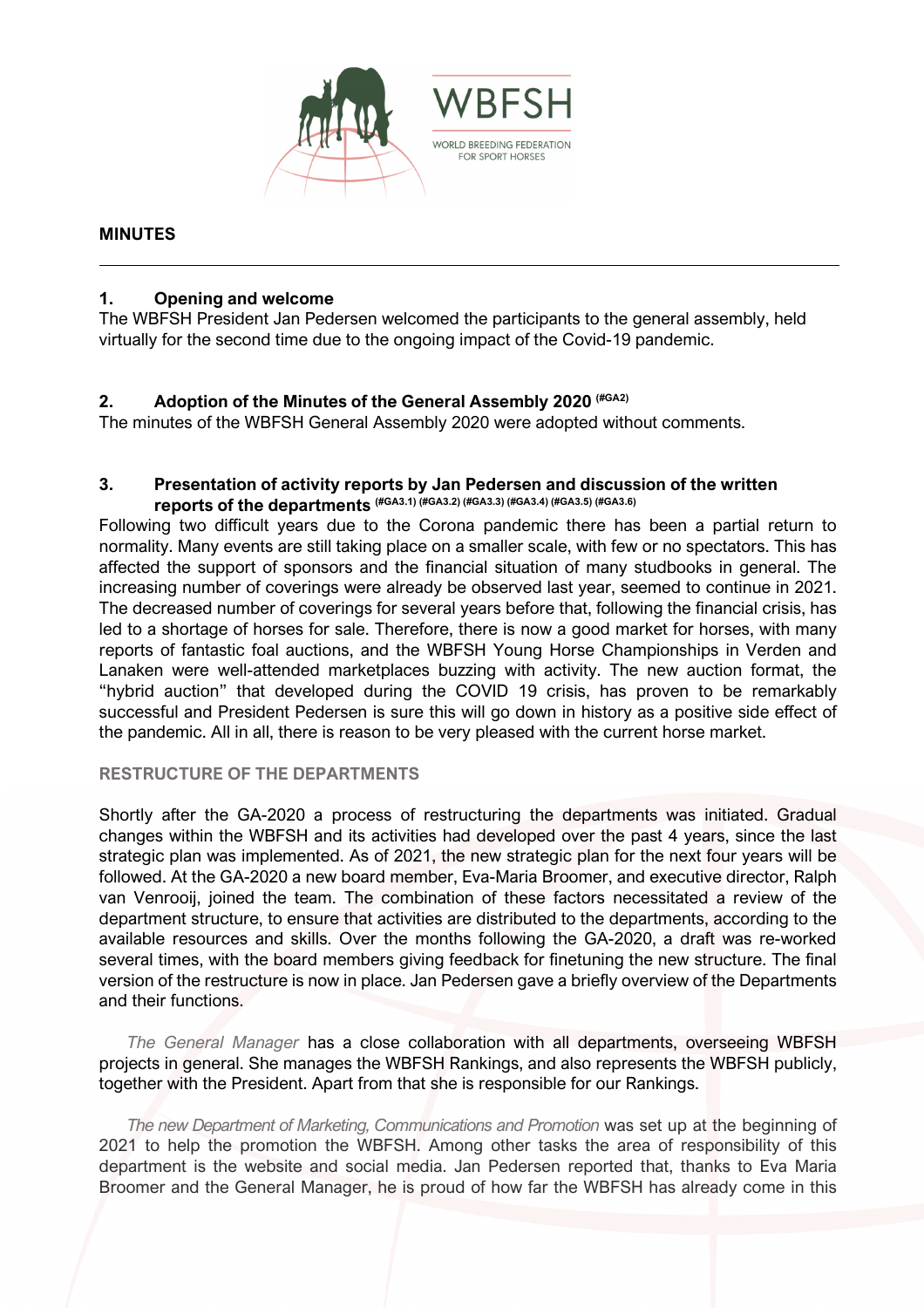**MINUTES**

---

## 1. Opening and welcome

The WBFSH President Jan Pedersen welcomed the participants to the general assembly, held virtually for the second time due to the ongoing impact of the Covid-19 pandemic.

## 2. Adoption of the Minutes of the General Assembly 2020 [(#GA2)]

The minutes of the WBFSH General Assembly 2020 were adopted without comments.

## 3. Presentation of activity reports by Jan Pedersen and discussion of the written reports of the departments [(#GA3.1) (#GA3.2) (#GA3.3) (#GA3.4) (#GA3.5) (#GA3.6)]

Following two difficult years due to the Corona pandemic there has been a partial return to normality. Many events are still taking place on a smaller scale, with few or no spectators. This has affected the support of sponsors and the financial situation of many studbooks in general. The increasing number of coverings were already be observed last year, seemed to continue in 2021. The decreased number of coverings for several years before that, following the financial crisis, has led to a shortage of horses for sale. Therefore, there is now a good market for horses, with many reports of fantastic foal auctions, and the WBFSH Young Horse Championships in Verden and Lanaken were well-attended marketplaces buzzing with activity. The new auction format, the "hybrid auction" that developed during the COVID 19 crisis, has proven to be remarkably successful and President Pedersen is sure this will go down in history as a positive side effect of the pandemic. All in all, there is reason to be very pleased with the current horse market.

### RESTRUCTURE OF THE DEPARTMENTS

Shortly after the GA-2020 a process of restructuring the departments was initiated. Gradual changes within the WBFSH and its activities had developed over the past 4 years, since the last strategic plan was implemented. As of 2021, the new strategic plan for the next four years will be followed. At the GA-2020 a new board member, Eva-Maria Broomer, and executive director, Ralph van Venrooij, joined the team. The combination of these factors necessitated a review of the department structure, to ensure that activities are distributed to the departments, according to the available resources and skills. Over the months following the GA-2020, a draft was re-worked several times, with the board members giving feedback for finetuning the new structure. The final version of the restructure is now in place. Jan Pedersen gave a briefly overview of the Departments and their functions.

*The General Manager* has a close collaboration with all departments, overseeing WBFSH projects in general. She manages the WBFSH Rankings, and also represents the WBFSH publicly, together with the President. Apart from that she is responsible for our Rankings.

*The new Department of Marketing, Communications and Promotion* was set up at the beginning of 2021 to help the promotion the WBFSH. Among other tasks the area of responsibility of this department is the website and social media. Jan Pedersen reported that, thanks to Eva Maria Broomer and the General Manager, he is proud of how far the WBFSH has already come in this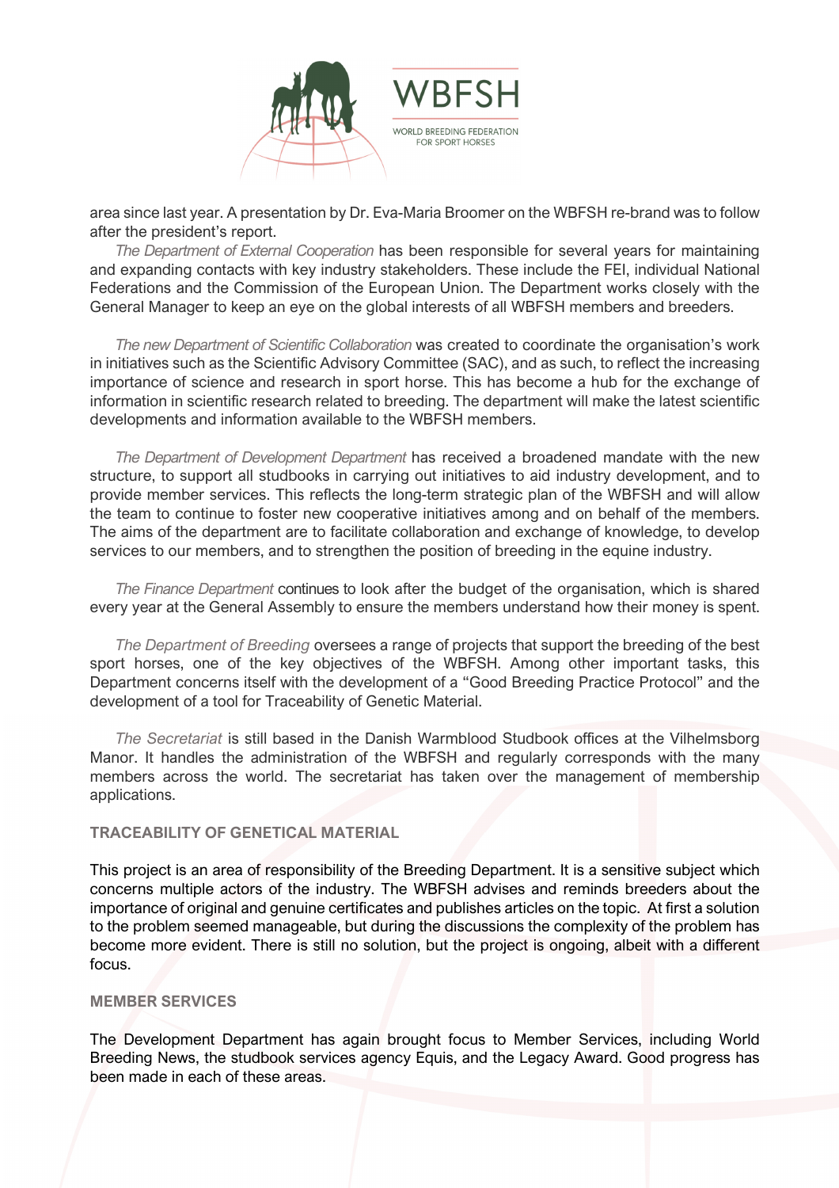area since last year. A presentation by Dr. Eva-Maria Broomer on the WBFSH re-brand was to follow after the president's report.

*The Department of External Cooperation* has been responsible for several years for maintaining and expanding contacts with key industry stakeholders. These include the FEI, individual National Federations and the Commission of the European Union. The Department works closely with the General Manager to keep an eye on the global interests of all WBFSH members and breeders.

*The new Department of Scientific Collaboration* was created to coordinate the organisation's work in initiatives such as the Scientific Advisory Committee (SAC), and as such, to reflect the increasing importance of science and research in sport horse. This has become a hub for the exchange of information in scientific research related to breeding. The department will make the latest scientific developments and information available to the WBFSH members.

*The Department of Development Department* has received a broadened mandate with the new structure, to support all studbooks in carrying out initiatives to aid industry development, and to provide member services. This reflects the long-term strategic plan of the WBFSH and will allow the team to continue to foster new cooperative initiatives among and on behalf of the members. The aims of the department are to facilitate collaboration and exchange of knowledge, to develop services to our members, and to strengthen the position of breeding in the equine industry.

*The Finance Department* continues to look after the budget of the organisation, which is shared every year at the General Assembly to ensure the members understand how their money is spent.

*The Department of Breeding* oversees a range of projects that support the breeding of the best sport horses, one of the key objectives of the WBFSH. Among other important tasks, this Department concerns itself with the development of a "Good Breeding Practice Protocol" and the development of a tool for Traceability of Genetic Material.

*The Secretariat* is still based in the Danish Warmblood Studbook offices at the Vilhelmsborg Manor. It handles the administration of the WBFSH and regularly corresponds with the many members across the world. The secretariat has taken over the management of membership applications.

## TRACEABILITY OF GENETICAL MATERIAL

This project is an area of responsibility of the Breeding Department. It is a sensitive subject which concerns multiple actors of the industry. The WBFSH advises and reminds breeders about the importance of original and genuine certificates and publishes articles on the topic. At first a solution to the problem seemed manageable, but during the discussions the complexity of the problem has become more evident. There is still no solution, but the project is ongoing, albeit with a different focus.

## MEMBER SERVICES

The Development Department has again brought focus to Member Services, including World Breeding News, the studbook services agency Equis, and the Legacy Award. Good progress has been made in each of these areas.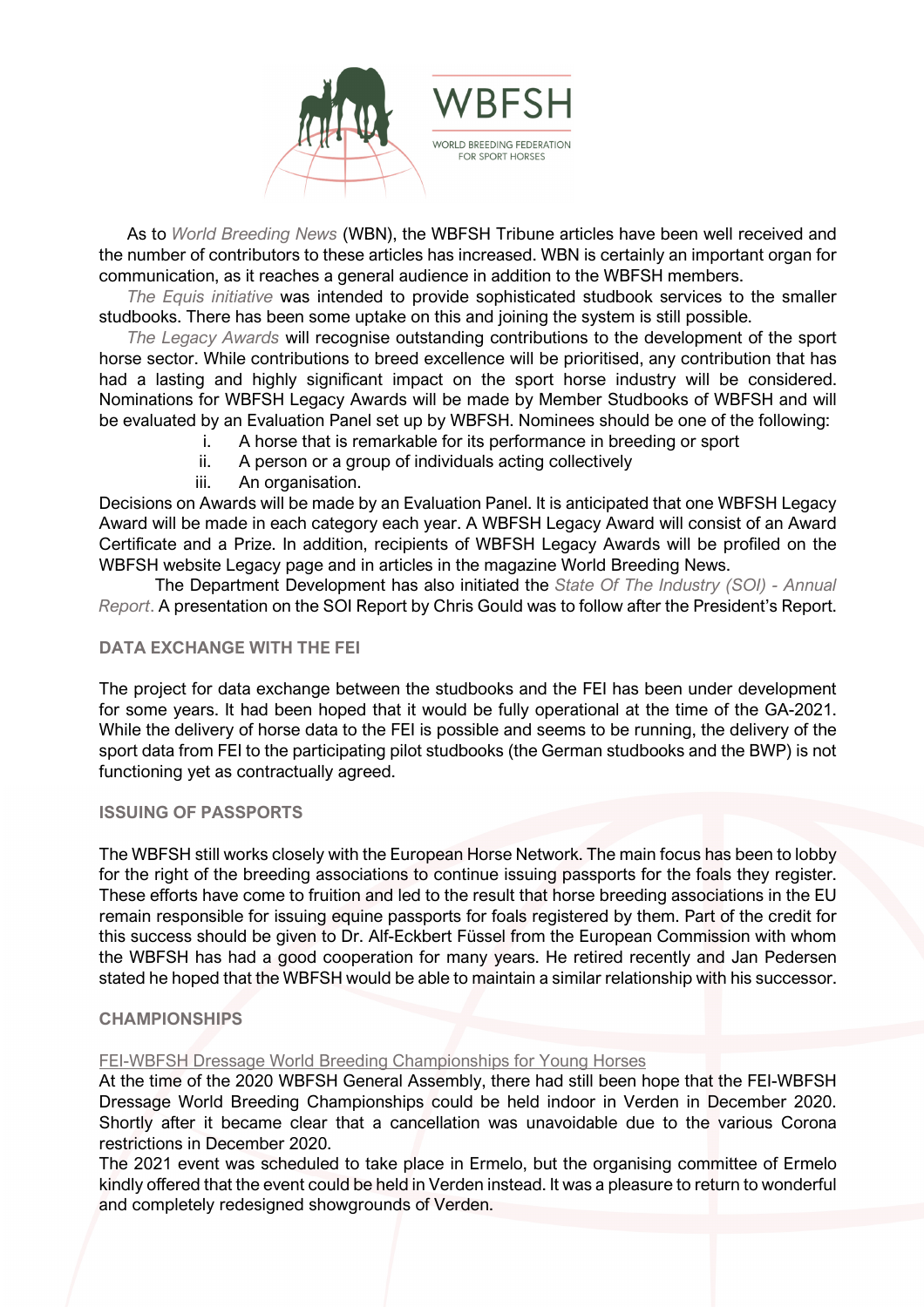As to *World Breeding News* (WBN), the WBFSH Tribune articles have been well received and the number of contributors to these articles has increased. WBN is certainly an important organ for communication, as it reaches a general audience in addition to the WBFSH members.

*The Equis initiative* was intended to provide sophisticated studbook services to the smaller studbooks. There has been some uptake on this and joining the system is still possible.

*The Legacy Awards* will recognise outstanding contributions to the development of the sport horse sector. While contributions to breed excellence will be prioritised, any contribution that has had a lasting and highly significant impact on the sport horse industry will be considered. Nominations for WBFSH Legacy Awards will be made by Member Studbooks of WBFSH and will be evaluated by an Evaluation Panel set up by WBFSH. Nominees should be one of the following:

i. A horse that is remarkable for its performance in breeding or sport
ii. A person or a group of individuals acting collectively
iii. An organisation.

Decisions on Awards will be made by an Evaluation Panel. It is anticipated that one WBFSH Legacy Award will be made in each category each year. A WBFSH Legacy Award will consist of an Award Certificate and a Prize. In addition, recipients of WBFSH Legacy Awards will be profiled on the WBFSH website Legacy page and in articles in the magazine World Breeding News.

The Department Development has also initiated the *State Of The Industry (SOI) - Annual Report*. A presentation on the SOI Report by Chris Gould was to follow after the President's Report.

## DATA EXCHANGE WITH THE FEI

The project for data exchange between the studbooks and the FEI has been under development for some years. It had been hoped that it would be fully operational at the time of the GA-2021. While the delivery of horse data to the FEI is possible and seems to be running, the delivery of the sport data from FEI to the participating pilot studbooks (the German studbooks and the BWP) is not functioning yet as contractually agreed.

## ISSUING OF PASSPORTS

The WBFSH still works closely with the European Horse Network. The main focus has been to lobby for the right of the breeding associations to continue issuing passports for the foals they register. These efforts have come to fruition and led to the result that horse breeding associations in the EU remain responsible for issuing equine passports for foals registered by them. Part of the credit for this success should be given to Dr. Alf-Eckbert Füssel from the European Commission with whom the WBFSH has had a good cooperation for many years. He retired recently and Jan Pedersen stated he hoped that the WBFSH would be able to maintain a similar relationship with his successor.

## CHAMPIONSHIPS

### FEI-WBFSH Dressage World Breeding Championships for Young Horses

At the time of the 2020 WBFSH General Assembly, there had still been hope that the FEI-WBFSH Dressage World Breeding Championships could be held indoor in Verden in December 2020. Shortly after it became clear that a cancellation was unavoidable due to the various Corona restrictions in December 2020.

The 2021 event was scheduled to take place in Ermelo, but the organising committee of Ermelo kindly offered that the event could be held in Verden instead. It was a pleasure to return to wonderful and completely redesigned showgrounds of Verden.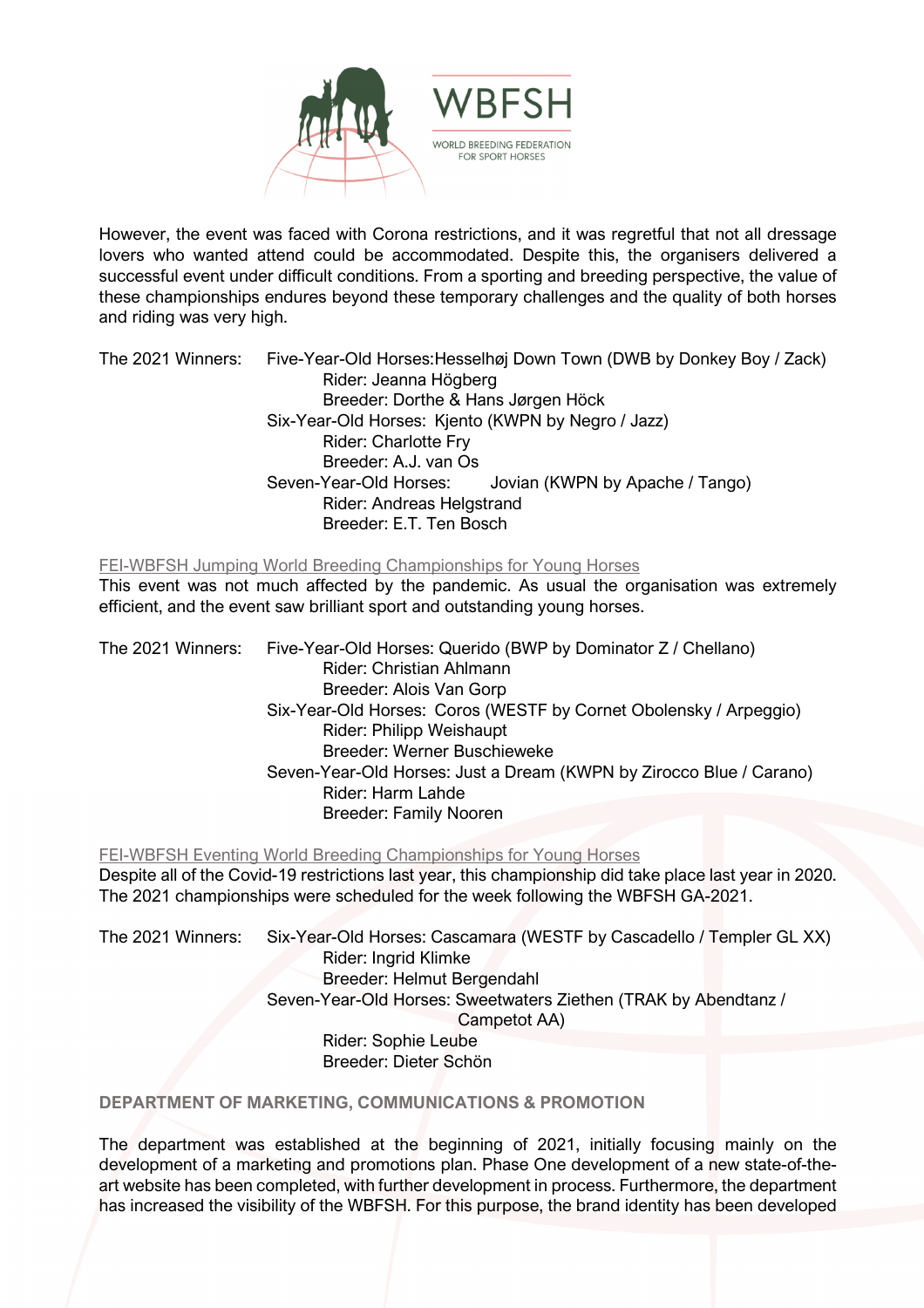However, the event was faced with Corona restrictions, and it was regretful that not all dressage lovers who wanted attend could be accommodated. Despite this, the organisers delivered a successful event under difficult conditions. From a sporting and breeding perspective, the value of these championships endures beyond these temporary challenges and the quality of both horses and riding was very high.

The 2021 Winners: Five-Year-Old Horses: Hesselhøj Down Town (DWB by Donkey Boy / Zack)
Rider: Jeanna Högberg
Breeder: Dorthe & Hans Jørgen Höck
Six-Year-Old Horses: Kjento (KWPN by Negro / Jazz)
Rider: Charlotte Fry
Breeder: A.J. van Os
Seven-Year-Old Horses: Jovian (KWPN by Apache / Tango)
Rider: Andreas Helgstrand
Breeder: E.T. Ten Bosch

FEI-WBFSH Jumping World Breeding Championships for Young Horses

This event was not much affected by the pandemic. As usual the organisation was extremely efficient, and the event saw brilliant sport and outstanding young horses.

The 2021 Winners: Five-Year-Old Horses: Querido (BWP by Dominator Z / Chellano)
Rider: Christian Ahlmann
Breeder: Alois Van Gorp
Six-Year-Old Horses: Coros (WESTF by Cornet Obolensky / Arpeggio)
Rider: Philipp Weishaupt
Breeder: Werner Buschieweke
Seven-Year-Old Horses: Just a Dream (KWPN by Zirocco Blue / Carano)
Rider: Harm Lahde
Breeder: Family Nooren

FEI-WBFSH Eventing World Breeding Championships for Young Horses

Despite all of the Covid-19 restrictions last year, this championship did take place last year in 2020. The 2021 championships were scheduled for the week following the WBFSH GA-2021.

The 2021 Winners: Six-Year-Old Horses: Cascamara (WESTF by Cascadello / Templer GL XX)
Rider: Ingrid Klimke
Breeder: Helmut Bergendahl
Seven-Year-Old Horses: Sweetwaters Ziethen (TRAK by Abendtanz / Campetot AA)
Rider: Sophie Leube
Breeder: Dieter Schön

## DEPARTMENT OF MARKETING, COMMUNICATIONS & PROMOTION

The department was established at the beginning of 2021, initially focusing mainly on the development of a marketing and promotions plan. Phase One development of a new state-of-the-art website has been completed, with further development in process. Furthermore, the department has increased the visibility of the WBFSH. For this purpose, the brand identity has been developed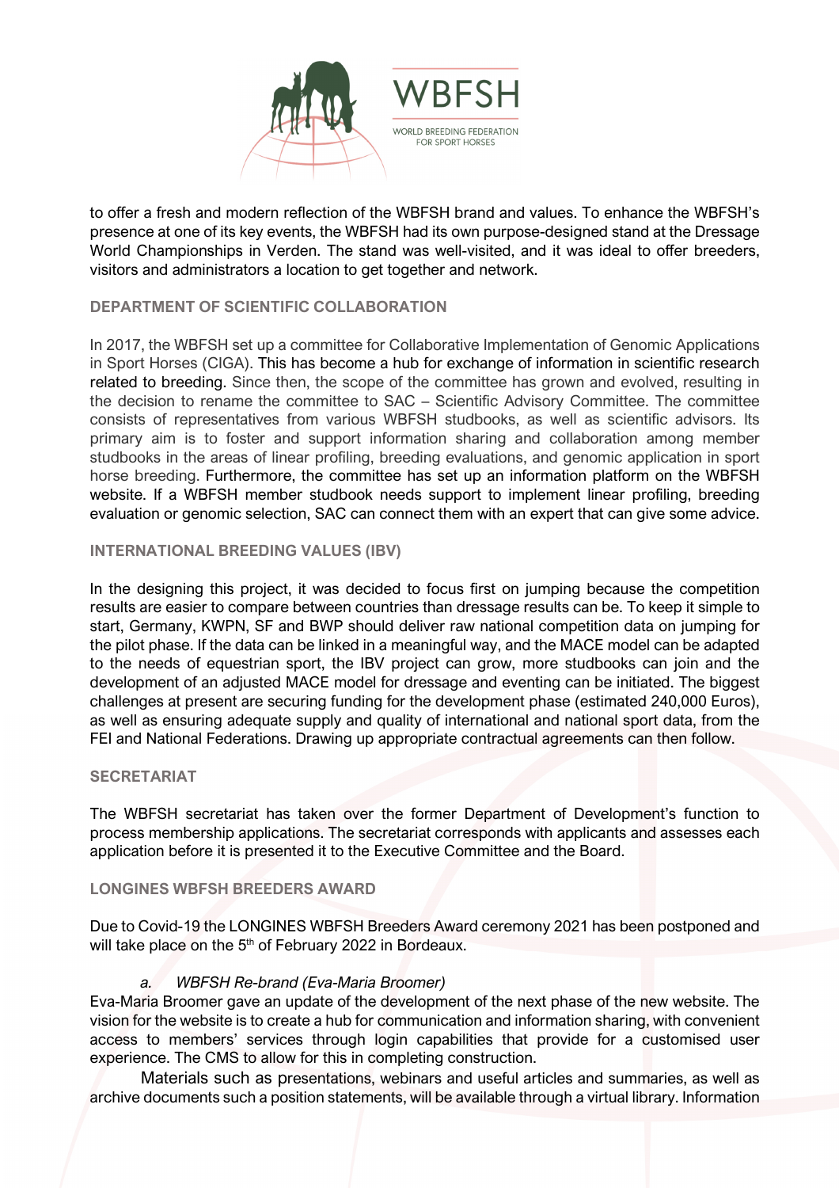to offer a fresh and modern reflection of the WBFSH brand and values. To enhance the WBFSH's presence at one of its key events, the WBFSH had its own purpose-designed stand at the Dressage World Championships in Verden. The stand was well-visited, and it was ideal to offer breeders, visitors and administrators a location to get together and network.

### DEPARTMENT OF SCIENTIFIC COLLABORATION

In 2017, the WBFSH set up a committee for Collaborative Implementation of Genomic Applications in Sport Horses (CIGA). This has become a hub for exchange of information in scientific research related to breeding. Since then, the scope of the committee has grown and evolved, resulting in the decision to rename the committee to SAC – Scientific Advisory Committee. The committee consists of representatives from various WBFSH studbooks, as well as scientific advisors. Its primary aim is to foster and support information sharing and collaboration among member studbooks in the areas of linear profiling, breeding evaluations, and genomic application in sport horse breeding. Furthermore, the committee has set up an information platform on the WBFSH website. If a WBFSH member studbook needs support to implement linear profiling, breeding evaluation or genomic selection, SAC can connect them with an expert that can give some advice.

### INTERNATIONAL BREEDING VALUES (IBV)

In the designing this project, it was decided to focus first on jumping because the competition results are easier to compare between countries than dressage results can be. To keep it simple to start, Germany, KWPN, SF and BWP should deliver raw national competition data on jumping for the pilot phase. If the data can be linked in a meaningful way, and the MACE model can be adapted to the needs of equestrian sport, the IBV project can grow, more studbooks can join and the development of an adjusted MACE model for dressage and eventing can be initiated. The biggest challenges at present are securing funding for the development phase (estimated 240,000 Euros), as well as ensuring adequate supply and quality of international and national sport data, from the FEI and National Federations. Drawing up appropriate contractual agreements can then follow.

### SECRETARIAT

The WBFSH secretariat has taken over the former Department of Development's function to process membership applications. The secretariat corresponds with applicants and assesses each application before it is presented it to the Executive Committee and the Board.

### LONGINES WBFSH BREEDERS AWARD

Due to Covid-19 the LONGINES WBFSH Breeders Award ceremony 2021 has been postponed and will take place on the 5th of February 2022 in Bordeaux.

*a. WBFSH Re-brand (Eva-Maria Broomer)*

Eva-Maria Broomer gave an update of the development of the next phase of the new website. The vision for the website is to create a hub for communication and information sharing, with convenient access to members' services through login capabilities that provide for a customised user experience. The CMS to allow for this in completing construction.

Materials such as presentations, webinars and useful articles and summaries, as well as archive documents such a position statements, will be available through a virtual library. Information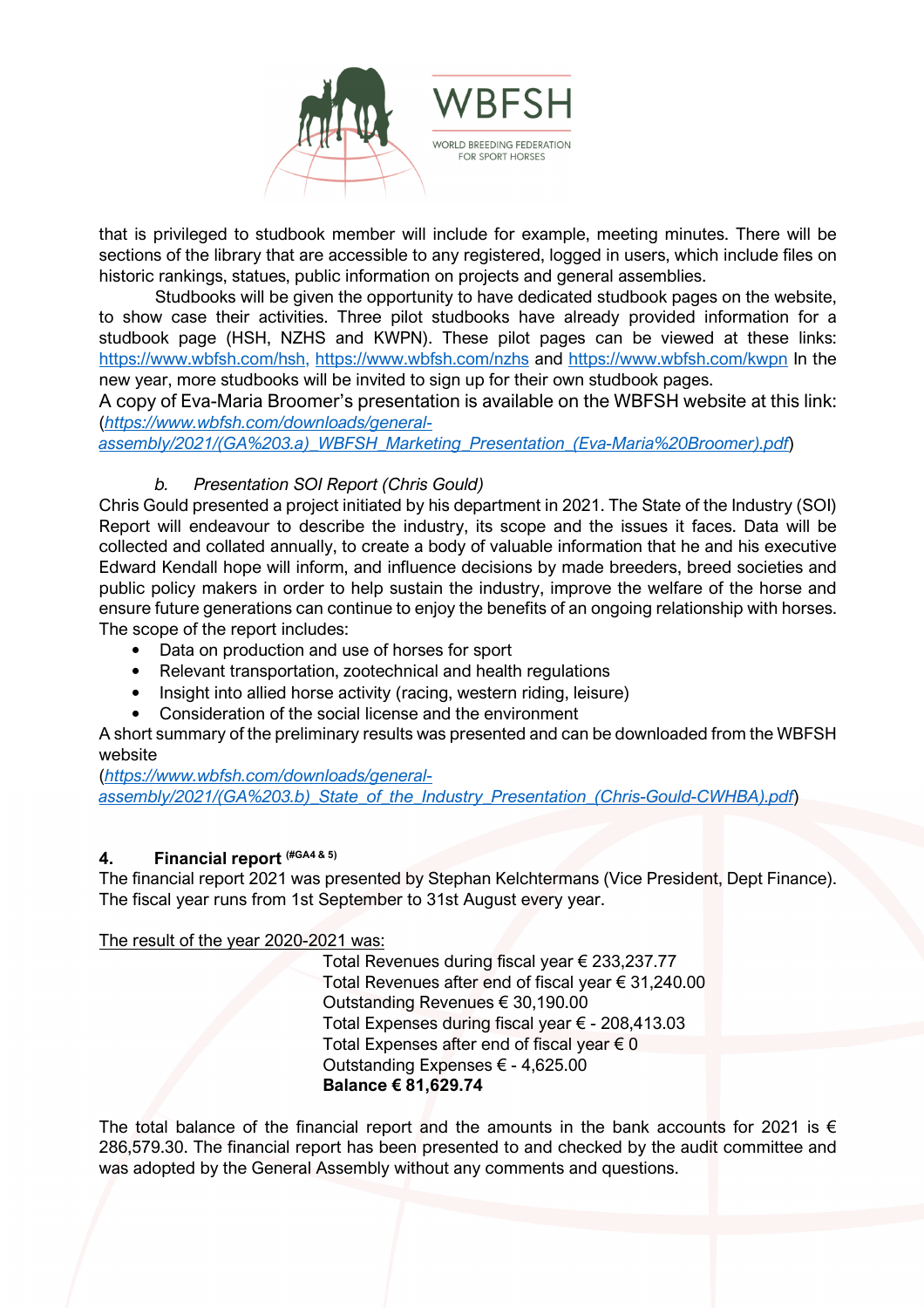that is privileged to studbook member will include for example, meeting minutes. There will be sections of the library that are accessible to any registered, logged in users, which include files on historic rankings, statues, public information on projects and general assemblies.

Studbooks will be given the opportunity to have dedicated studbook pages on the website, to show case their activities. Three pilot studbooks have already provided information for a studbook page (HSH, NZHS and KWPN). These pilot pages can be viewed at these links: https://www.wbfsh.com/hsh, https://www.wbfsh.com/nzhs and https://www.wbfsh.com/kwpn In the new year, more studbooks will be invited to sign up for their own studbook pages.

A copy of Eva-Maria Broomer's presentation is available on the WBFSH website at this link: (*https://www.wbfsh.com/downloads/general-assembly/2021/(GA%203.a)_WBFSH_Marketing_Presentation_(Eva-Maria%20Broomer).pdf*)

*b. Presentation SOI Report (Chris Gould)*

Chris Gould presented a project initiated by his department in 2021. The State of the Industry (SOI) Report will endeavour to describe the industry, its scope and the issues it faces. Data will be collected and collated annually, to create a body of valuable information that he and his executive Edward Kendall hope will inform, and influence decisions by made breeders, breed societies and public policy makers in order to help sustain the industry, improve the welfare of the horse and ensure future generations can continue to enjoy the benefits of an ongoing relationship with horses. The scope of the report includes:

- Data on production and use of horses for sport
- Relevant transportation, zootechnical and health regulations
- Insight into allied horse activity (racing, western riding, leisure)
- Consideration of the social license and the environment

A short summary of the preliminary results was presented and can be downloaded from the WBFSH website (*https://www.wbfsh.com/downloads/general-assembly/2021/(GA%203.b)_State_of_the_Industry_Presentation_(Chris-Gould-CWHBA).pdf*)

## 4. Financial report [(#GA4 & 5)]

The financial report 2021 was presented by Stephan Kelchtermans (Vice President, Dept Finance). The fiscal year runs from 1st September to 31st August every year.

The result of the year 2020-2021 was:

Total Revenues during fiscal year € 233,237.77
Total Revenues after end of fiscal year € 31,240.00
Outstanding Revenues € 30,190.00
Total Expenses during fiscal year € - 208,413.03
Total Expenses after end of fiscal year € 0
Outstanding Expenses € - 4,625.00
**Balance € 81,629.74**

The total balance of the financial report and the amounts in the bank accounts for 2021 is € 286,579.30. The financial report has been presented to and checked by the audit committee and was adopted by the General Assembly without any comments and questions.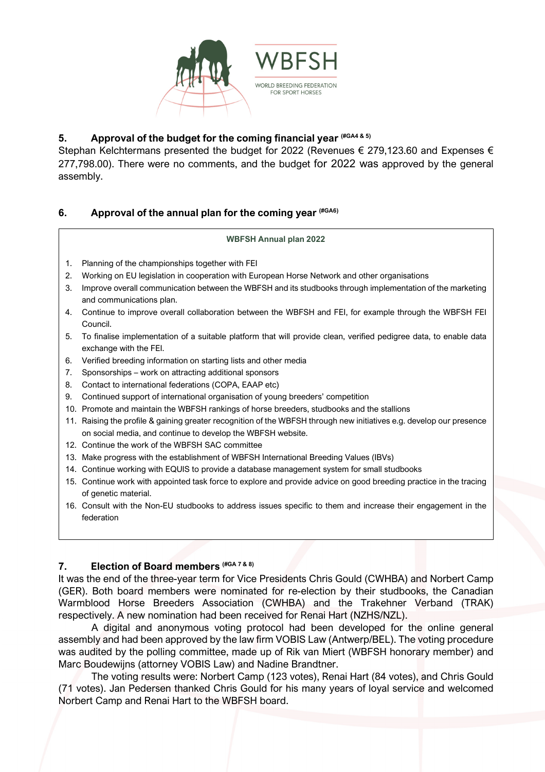## 5. Approval of the budget for the coming financial year (#GA4 & 5)

Stephan Kelchtermans presented the budget for 2022 (Revenues € 279,123.60 and Expenses € 277,798.00). There were no comments, and the budget for 2022 was approved by the general assembly.

## 6. Approval of the annual plan for the coming year (#GA6)

**WBFSH Annual plan 2022**

1. Planning of the championships together with FEI
2. Working on EU legislation in cooperation with European Horse Network and other organisations
3. Improve overall communication between the WBFSH and its studbooks through implementation of the marketing and communications plan.
4. Continue to improve overall collaboration between the WBFSH and FEI, for example through the WBFSH FEI Council.
5. To finalise implementation of a suitable platform that will provide clean, verified pedigree data, to enable data exchange with the FEI.
6. Verified breeding information on starting lists and other media
7. Sponsorships – work on attracting additional sponsors
8. Contact to international federations (COPA, EAAP etc)
9. Continued support of international organisation of young breeders' competition
10. Promote and maintain the WBFSH rankings of horse breeders, studbooks and the stallions
11. Raising the profile & gaining greater recognition of the WBFSH through new initiatives e.g. develop our presence on social media, and continue to develop the WBFSH website.
12. Continue the work of the WBFSH SAC committee
13. Make progress with the establishment of WBFSH International Breeding Values (IBVs)
14. Continue working with EQUIS to provide a database management system for small studbooks
15. Continue work with appointed task force to explore and provide advice on good breeding practice in the tracing of genetic material.
16. Consult with the Non-EU studbooks to address issues specific to them and increase their engagement in the federation

## 7. Election of Board members (#GA 7 & 8)

It was the end of the three-year term for Vice Presidents Chris Gould (CWHBA) and Norbert Camp (GER). Both board members were nominated for re-election by their studbooks, the Canadian Warmblood Horse Breeders Association (CWHBA) and the Trakehner Verband (TRAK) respectively. A new nomination had been received for Renai Hart (NZHS/NZL).

A digital and anonymous voting protocol had been developed for the online general assembly and had been approved by the law firm VOBIS Law (Antwerp/BEL). The voting procedure was audited by the polling committee, made up of Rik van Miert (WBFSH honorary member) and Marc Boudewijns (attorney VOBIS Law) and Nadine Brandtner.

The voting results were: Norbert Camp (123 votes), Renai Hart (84 votes), and Chris Gould (71 votes). Jan Pedersen thanked Chris Gould for his many years of loyal service and welcomed Norbert Camp and Renai Hart to the WBFSH board.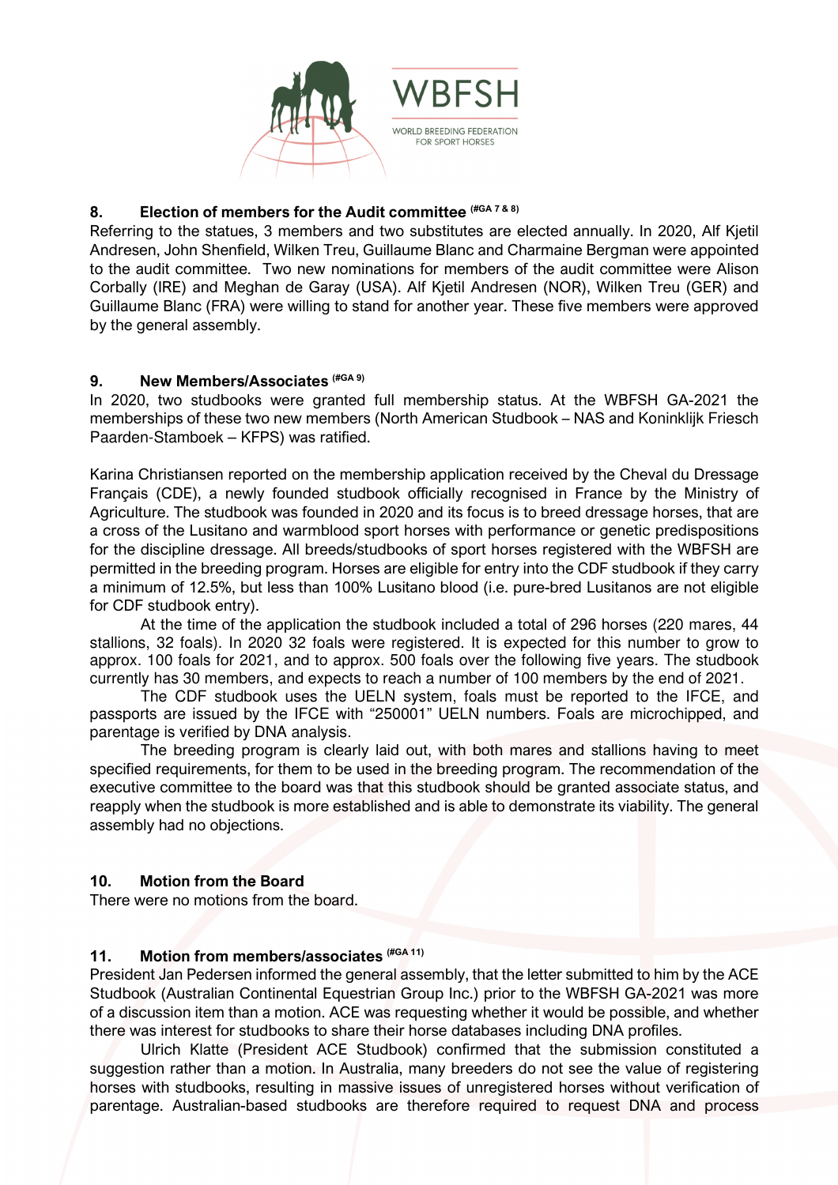## 8. Election of members for the Audit committee (#GA 7 & 8)

Referring to the statues, 3 members and two substitutes are elected annually. In 2020, Alf Kjetil Andresen, John Shenfield, Wilken Treu, Guillaume Blanc and Charmaine Bergman were appointed to the audit committee. Two new nominations for members of the audit committee were Alison Corbally (IRE) and Meghan de Garay (USA). Alf Kjetil Andresen (NOR), Wilken Treu (GER) and Guillaume Blanc (FRA) were willing to stand for another year. These five members were approved by the general assembly.

## 9. New Members/Associates (#GA 9)

In 2020, two studbooks were granted full membership status. At the WBFSH GA-2021 the memberships of these two new members (North American Studbook – NAS and Koninklijk Friesch Paarden-Stamboek – KFPS) was ratified.

Karina Christiansen reported on the membership application received by the Cheval du Dressage Français (CDE), a newly founded studbook officially recognised in France by the Ministry of Agriculture. The studbook was founded in 2020 and its focus is to breed dressage horses, that are a cross of the Lusitano and warmblood sport horses with performance or genetic predispositions for the discipline dressage. All breeds/studbooks of sport horses registered with the WBFSH are permitted in the breeding program. Horses are eligible for entry into the CDF studbook if they carry a minimum of 12.5%, but less than 100% Lusitano blood (i.e. pure-bred Lusitanos are not eligible for CDF studbook entry).

At the time of the application the studbook included a total of 296 horses (220 mares, 44 stallions, 32 foals). In 2020 32 foals were registered. It is expected for this number to grow to approx. 100 foals for 2021, and to approx. 500 foals over the following five years. The studbook currently has 30 members, and expects to reach a number of 100 members by the end of 2021.

The CDF studbook uses the UELN system, foals must be reported to the IFCE, and passports are issued by the IFCE with "250001" UELN numbers. Foals are microchipped, and parentage is verified by DNA analysis.

The breeding program is clearly laid out, with both mares and stallions having to meet specified requirements, for them to be used in the breeding program. The recommendation of the executive committee to the board was that this studbook should be granted associate status, and reapply when the studbook is more established and is able to demonstrate its viability. The general assembly had no objections.

## 10. Motion from the Board

There were no motions from the board.

## 11. Motion from members/associates (#GA 11)

President Jan Pedersen informed the general assembly, that the letter submitted to him by the ACE Studbook (Australian Continental Equestrian Group Inc.) prior to the WBFSH GA-2021 was more of a discussion item than a motion. ACE was requesting whether it would be possible, and whether there was interest for studbooks to share their horse databases including DNA profiles.

Ulrich Klatte (President ACE Studbook) confirmed that the submission constituted a suggestion rather than a motion. In Australia, many breeders do not see the value of registering horses with studbooks, resulting in massive issues of unregistered horses without verification of parentage. Australian-based studbooks are therefore required to request DNA and process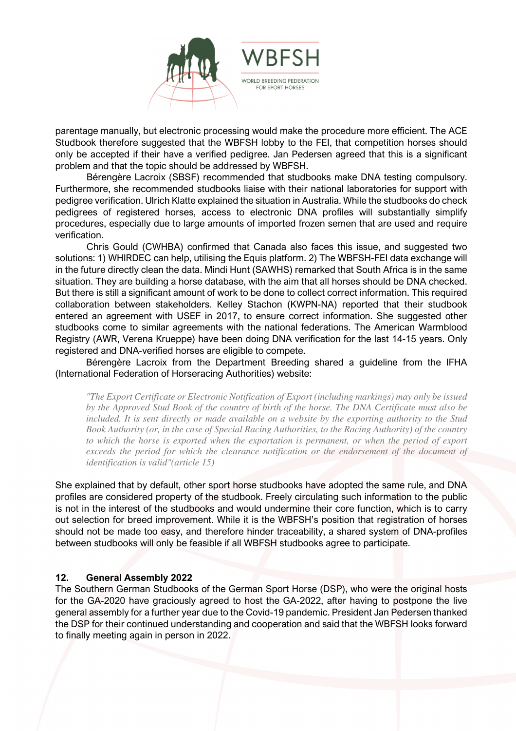parentage manually, but electronic processing would make the procedure more efficient. The ACE Studbook therefore suggested that the WBFSH lobby to the FEI, that competition horses should only be accepted if their have a verified pedigree. Jan Pedersen agreed that this is a significant problem and that the topic should be addressed by WBFSH.

Bérengère Lacroix (SBSF) recommended that studbooks make DNA testing compulsory. Furthermore, she recommended studbooks liaise with their national laboratories for support with pedigree verification. Ulrich Klatte explained the situation in Australia. While the studbooks do check pedigrees of registered horses, access to electronic DNA profiles will substantially simplify procedures, especially due to large amounts of imported frozen semen that are used and require verification.

Chris Gould (CWHBA) confirmed that Canada also faces this issue, and suggested two solutions: 1) WHIRDEC can help, utilising the Equis platform. 2) The WBFSH-FEI data exchange will in the future directly clean the data. Mindi Hunt (SAWHS) remarked that South Africa is in the same situation. They are building a horse database, with the aim that all horses should be DNA checked. But there is still a significant amount of work to be done to collect correct information. This required collaboration between stakeholders. Kelley Stachon (KWPN-NA) reported that their studbook entered an agreement with USEF in 2017, to ensure correct information. She suggested other studbooks come to similar agreements with the national federations. The American Warmblood Registry (AWR, Verena Krueppe) have been doing DNA verification for the last 14-15 years. Only registered and DNA-verified horses are eligible to compete.

Bérengère Lacroix from the Department Breeding shared a guideline from the IFHA (International Federation of Horseracing Authorities) website:

> *"The Export Certificate or Electronic Notification of Export (including markings) may only be issued by the Approved Stud Book of the country of birth of the horse. The DNA Certificate must also be included. It is sent directly or made available on a website by the exporting authority to the Stud Book Authority (or, in the case of Special Racing Authorities, to the Racing Authority) of the country to which the horse is exported when the exportation is permanent, or when the period of export exceeds the period for which the clearance notification or the endorsement of the document of identification is valid"(article 15)*

She explained that by default, other sport horse studbooks have adopted the same rule, and DNA profiles are considered property of the studbook. Freely circulating such information to the public is not in the interest of the studbooks and would undermine their core function, which is to carry out selection for breed improvement. While it is the WBFSH's position that registration of horses should not be made too easy, and therefore hinder traceability, a shared system of DNA-profiles between studbooks will only be feasible if all WBFSH studbooks agree to participate.

## 12. General Assembly 2022

The Southern German Studbooks of the German Sport Horse (DSP), who were the original hosts for the GA-2020 have graciously agreed to host the GA-2022, after having to postpone the live general assembly for a further year due to the Covid-19 pandemic. President Jan Pedersen thanked the DSP for their continued understanding and cooperation and said that the WBFSH looks forward to finally meeting again in person in 2022.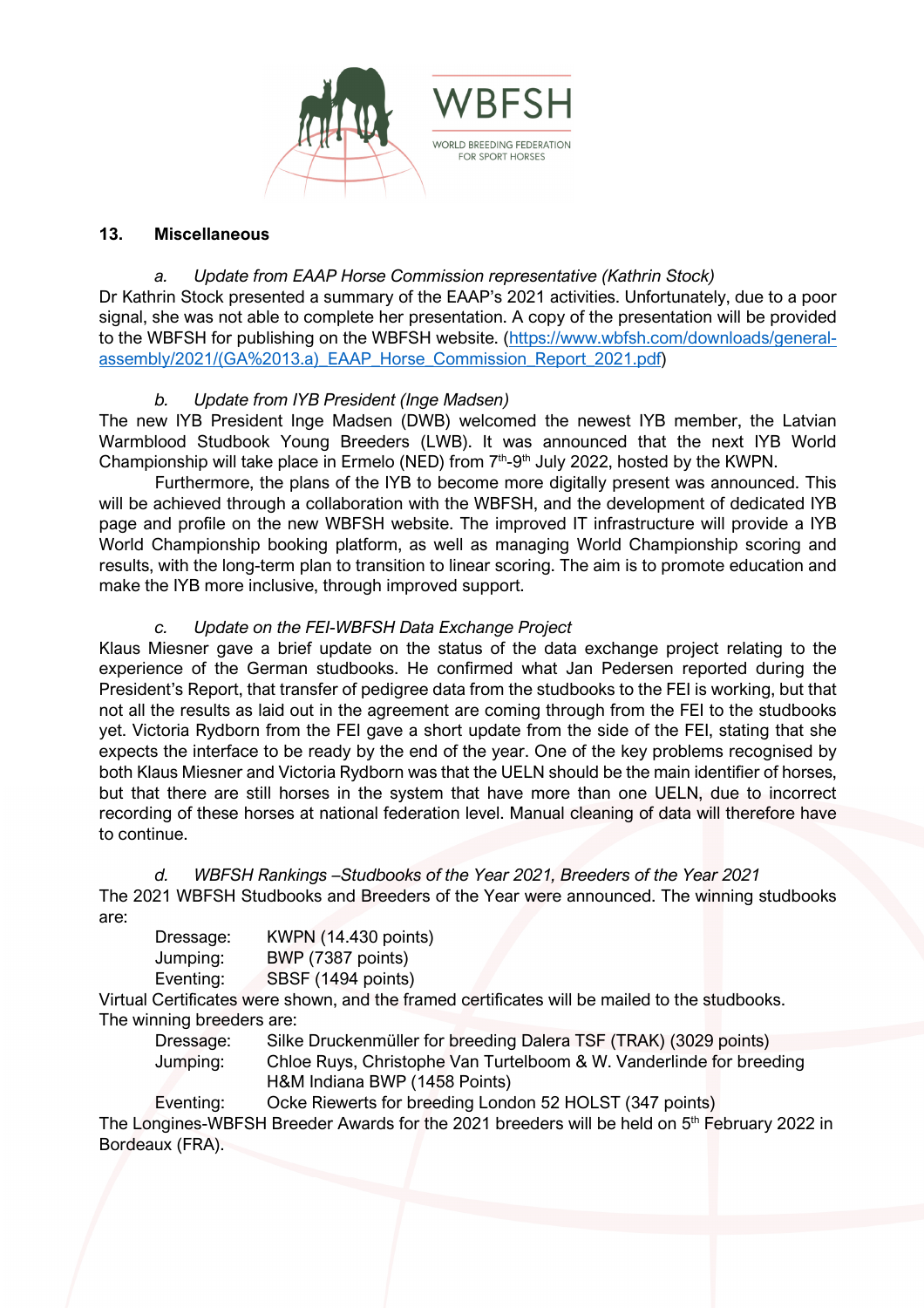## 13. Miscellaneous

*a. Update from EAAP Horse Commission representative (Kathrin Stock)*

Dr Kathrin Stock presented a summary of the EAAP's 2021 activities. Unfortunately, due to a poor signal, she was not able to complete her presentation. A copy of the presentation will be provided to the WBFSH for publishing on the WBFSH website. (https://www.wbfsh.com/downloads/general-assembly/2021/(GA%2013.a)_EAAP_Horse_Commission_Report_2021.pdf)

*b. Update from IYB President (Inge Madsen)*

The new IYB President Inge Madsen (DWB) welcomed the newest IYB member, the Latvian Warmblood Studbook Young Breeders (LWB). It was announced that the next IYB World Championship will take place in Ermelo (NED) from 7th-9th July 2022, hosted by the KWPN.

Furthermore, the plans of the IYB to become more digitally present was announced. This will be achieved through a collaboration with the WBFSH, and the development of dedicated IYB page and profile on the new WBFSH website. The improved IT infrastructure will provide a IYB World Championship booking platform, as well as managing World Championship scoring and results, with the long-term plan to transition to linear scoring. The aim is to promote education and make the IYB more inclusive, through improved support.

*c. Update on the FEI-WBFSH Data Exchange Project*

Klaus Miesner gave a brief update on the status of the data exchange project relating to the experience of the German studbooks. He confirmed what Jan Pedersen reported during the President's Report, that transfer of pedigree data from the studbooks to the FEI is working, but that not all the results as laid out in the agreement are coming through from the FEI to the studbooks yet. Victoria Rydborn from the FEI gave a short update from the side of the FEI, stating that she expects the interface to be ready by the end of the year. One of the key problems recognised by both Klaus Miesner and Victoria Rydborn was that the UELN should be the main identifier of horses, but that there are still horses in the system that have more than one UELN, due to incorrect recording of these horses at national federation level. Manual cleaning of data will therefore have to continue.

*d. WBFSH Rankings –Studbooks of the Year 2021, Breeders of the Year 2021*

The 2021 WBFSH Studbooks and Breeders of the Year were announced. The winning studbooks are:

| | |
|---|---|
| Dressage: | KWPN (14.430 points) |
| Jumping: | BWP (7387 points) |
| Eventing: | SBSF (1494 points) |

Virtual Certificates were shown, and the framed certificates will be mailed to the studbooks.

The winning breeders are:

| | |
|---|---|
| Dressage: | Silke Druckenmüller for breeding Dalera TSF (TRAK) (3029 points) |
| Jumping: | Chloe Ruys, Christophe Van Turtelboom & W. Vanderlinde for breeding H&M Indiana BWP (1458 Points) |
| Eventing: | Ocke Riewerts for breeding London 52 HOLST (347 points) |

The Longines-WBFSH Breeder Awards for the 2021 breeders will be held on 5th February 2022 in Bordeaux (FRA).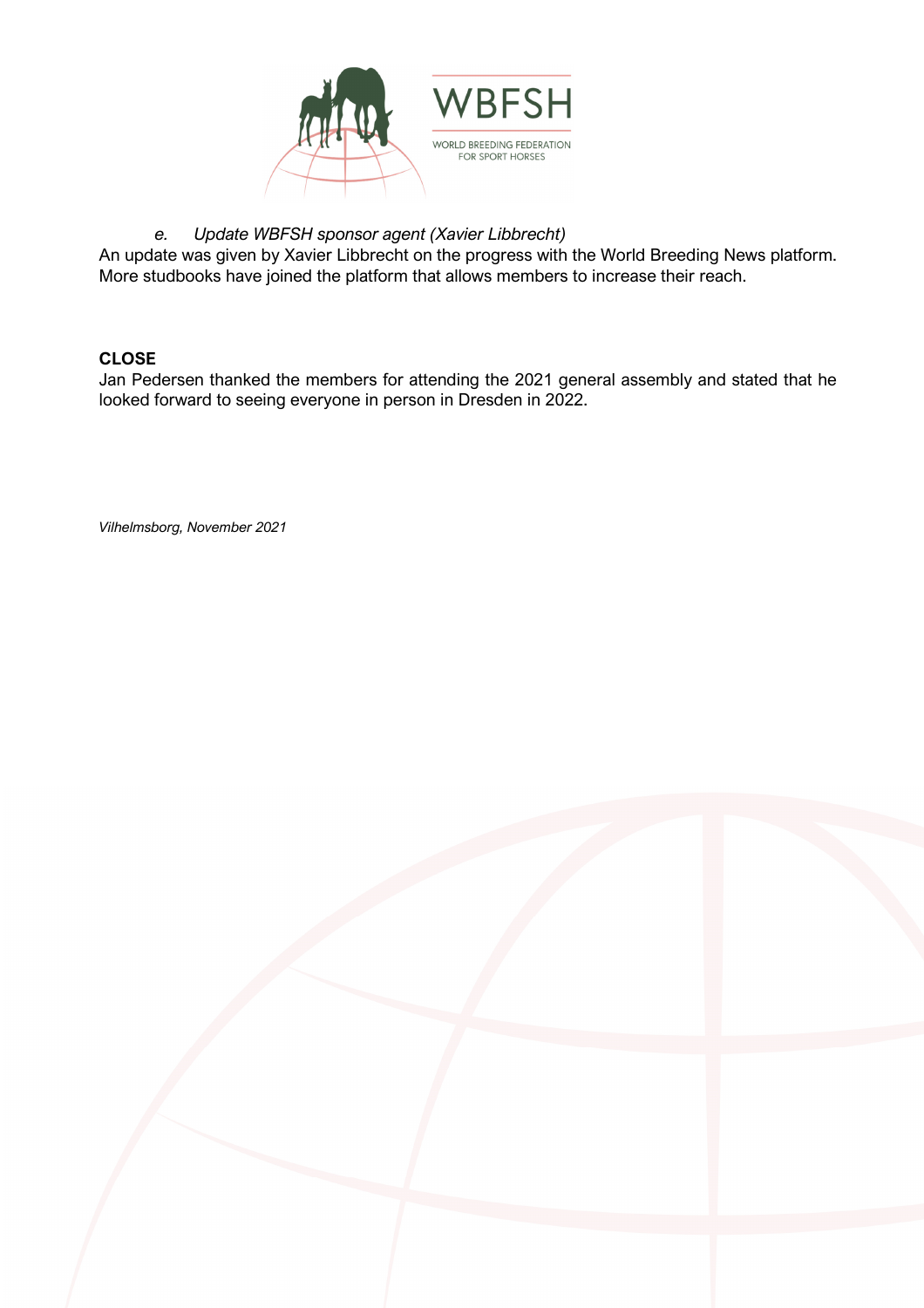*e. Update WBFSH sponsor agent (Xavier Libbrecht)*

An update was given by Xavier Libbrecht on the progress with the World Breeding News platform. More studbooks have joined the platform that allows members to increase their reach.

**CLOSE**

Jan Pedersen thanked the members for attending the 2021 general assembly and stated that he looked forward to seeing everyone in person in Dresden in 2022.

*Vilhelmsborg, November 2021*